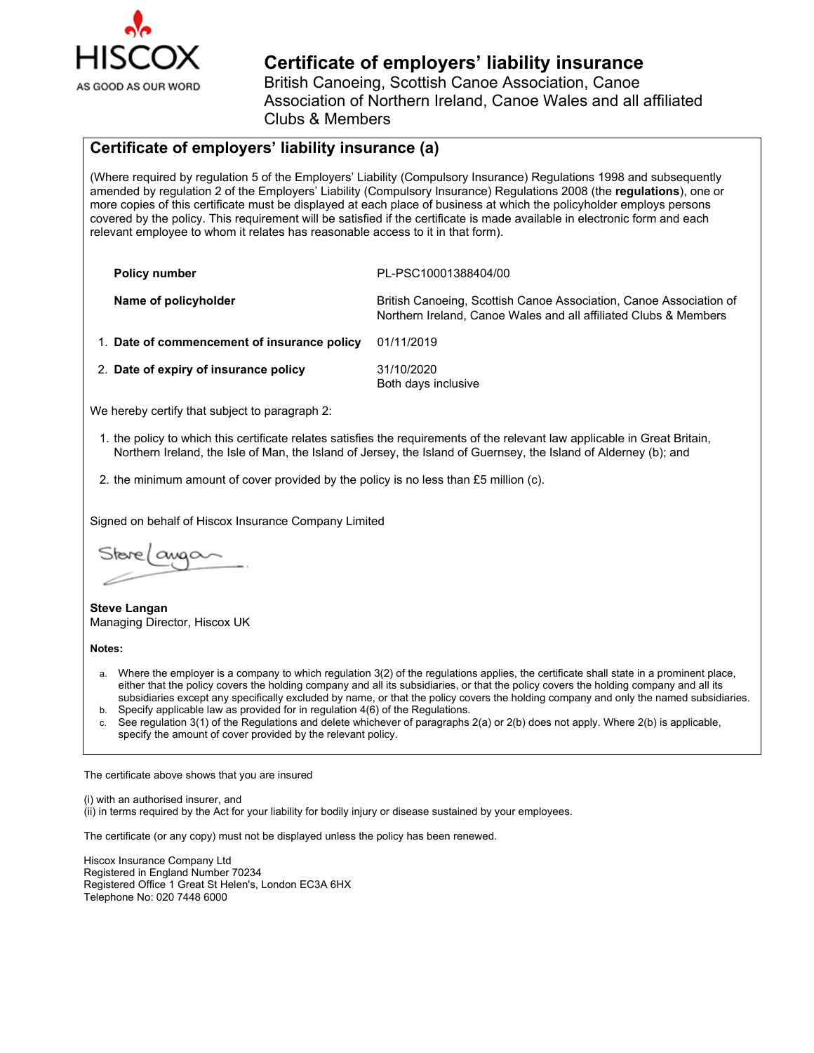HISCOX

AS GOOD AS OUR WORD

# Certificate of employers' liability insurance

British Canoeing, Scottish Canoe Association, Canoe Association of Northern Ireland, Canoe Wales and all affiliated Clubs & Members

## Certificate of employers' liability insurance (a)

(Where required by regulation 5 of the Employers' Liability (Compulsory Insurance) Regulations 1998 and subsequently amended by regulation 2 of the Employers' Liability (Compulsory Insurance) Regulations 2008 (the **regulations**), one or more copies of this certificate must be displayed at each place of business at which the policyholder employs persons covered by the policy. This requirement will be satisfied if the certificate is made available in electronic form and each relevant employee to whom it relates has reasonable access to it in that form).

| | |
|---|---|
| **Policy number** | PL-PSC10001388404/00 |
| **Name of policyholder** | British Canoeing, Scottish Canoe Association, Canoe Association of Northern Ireland, Canoe Wales and all affiliated Clubs & Members |
| 1. **Date of commencement of insurance policy** | 01/11/2019 |
| 2. **Date of expiry of insurance policy** | 31/10/2020<br>Both days inclusive |

We hereby certify that subject to paragraph 2:

1. the policy to which this certificate relates satisfies the requirements of the relevant law applicable in Great Britain, Northern Ireland, the Isle of Man, the Island of Jersey, the Island of Guernsey, the Island of Alderney (b); and
2. the minimum amount of cover provided by the policy is no less than £5 million (c).

Signed on behalf of Hiscox Insurance Company Limited

**Steve Langan**
Managing Director, Hiscox UK

**Notes:**

a. Where the employer is a company to which regulation 3(2) of the regulations applies, the certificate shall state in a prominent place, either that the policy covers the holding company and all its subsidiaries, or that the policy covers the holding company and all its subsidiaries except any specifically excluded by name, or that the policy covers the holding company and only the named subsidiaries.
b. Specify applicable law as provided for in regulation 4(6) of the Regulations.
c. See regulation 3(1) of the Regulations and delete whichever of paragraphs 2(a) or 2(b) does not apply. Where 2(b) is applicable, specify the amount of cover provided by the relevant policy.

The certificate above shows that you are insured

(i) with an authorised insurer, and
(ii) in terms required by the Act for your liability for bodily injury or disease sustained by your employees.

The certificate (or any copy) must not be displayed unless the policy has been renewed.

Hiscox Insurance Company Ltd
Registered in England Number 70234
Registered Office 1 Great St Helen's, London EC3A 6HX
Telephone No: 020 7448 6000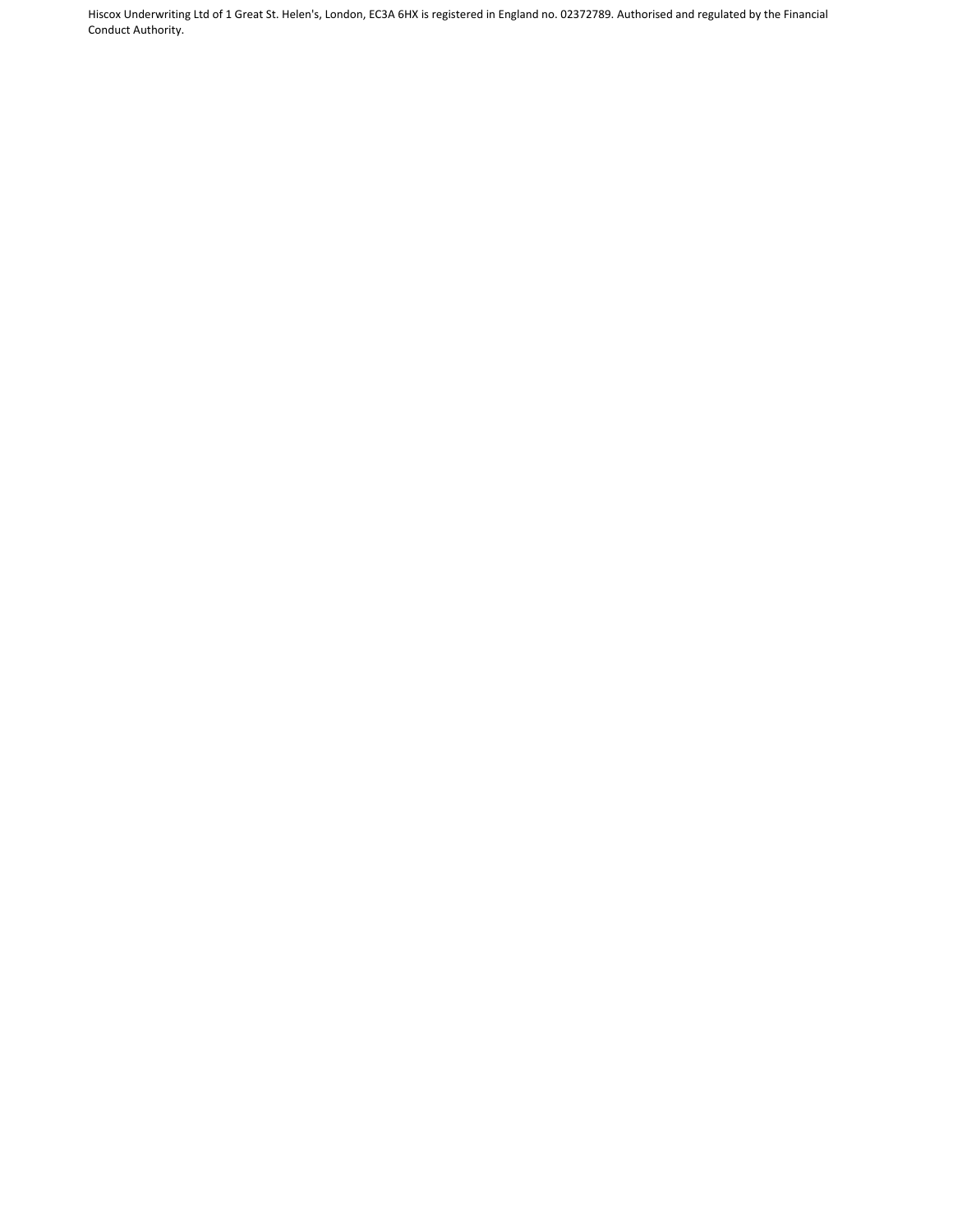Hiscox Underwriting Ltd of 1 Great St. Helen's, London, EC3A 6HX is registered in England no. 02372789. Authorised and regulated by the Financial Conduct Authority.